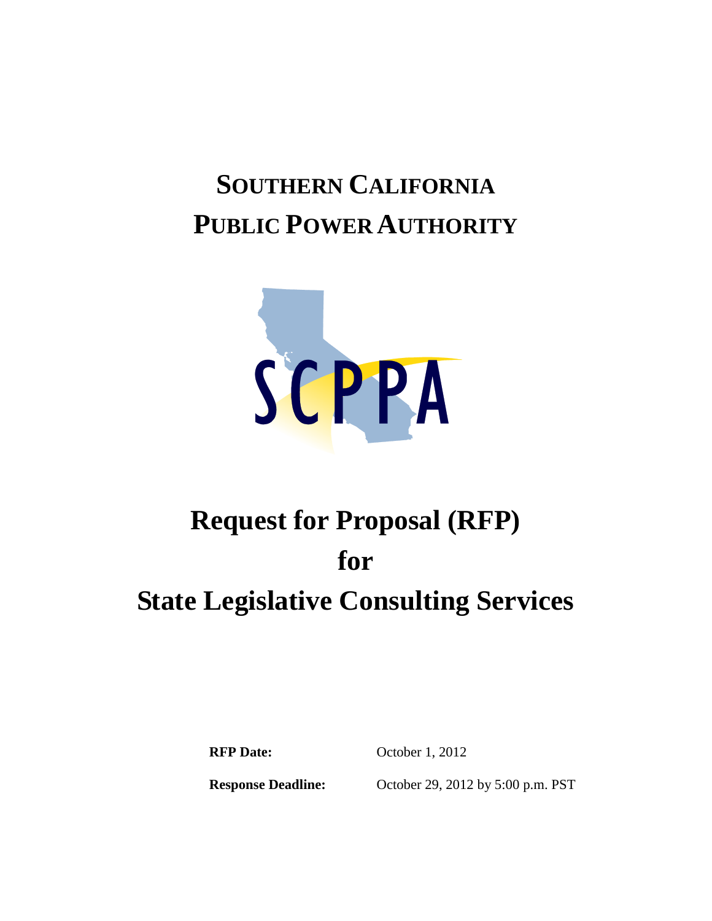# SOUTHERN CALIFORNIA PUBLIC POWER AUTHORITY

# Request for Proposal (RFP) for State Legislative Consulting Services

**RFP Date:** October 1, 2012

**Response Deadline:** October 29, 2012 by 5:00 p.m. PST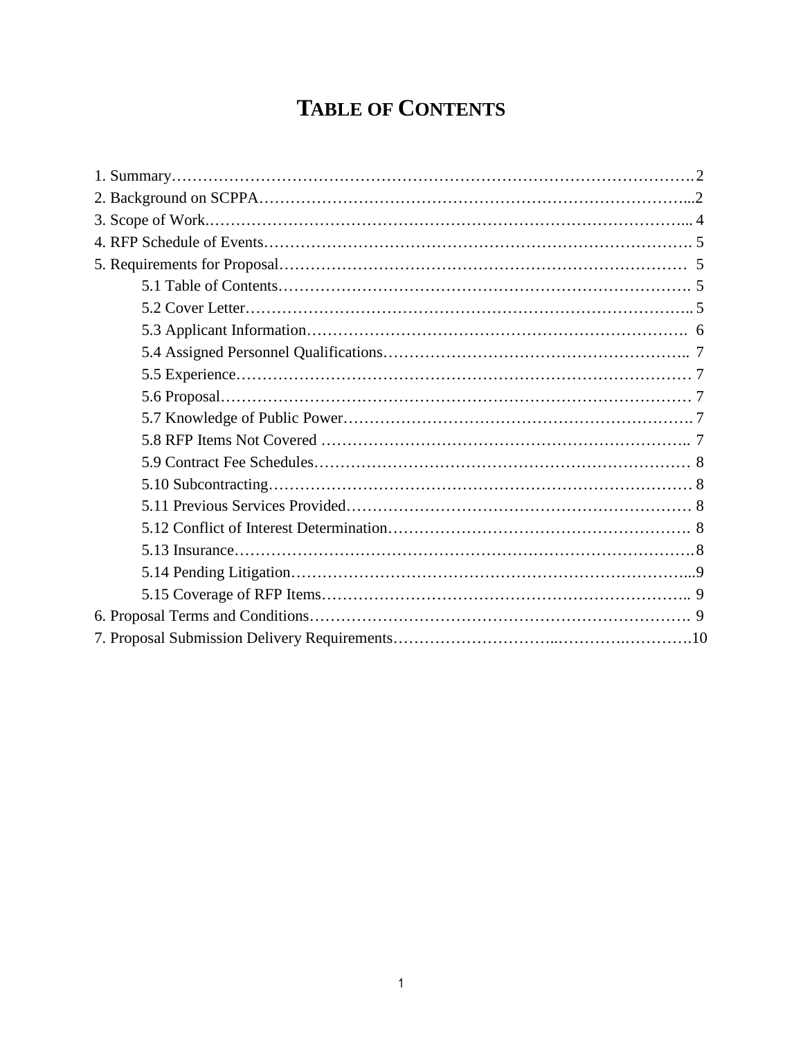# TABLE OF CONTENTS

1. Summary……………………………………………………………………………………2
2. Background on SCPPA…………………………………………………………………...2
3. Scope of Work.…………………………………………………………………………... 4
4. RFP Schedule of Events………………………………………………………………. 5
5. Requirements for Proposal…………………………………………………………… 5
    - 5.1 Table of Contents……………………………………………………………. 5
    - 5.2 Cover Letter………………………………………………………………….. 5
    - 5.3 Applicant Information……………………………………………………….  6
    - 5.4 Assigned Personnel Qualifications…………………………………………..  7
    - 5.5 Experience…………………………………………………………………… 7
    - 5.6 Proposal……………………………………………………………………… 7
    - 5.7 Knowledge of Public Power…………………………………………………. 7
    - 5.8 RFP Items Not Covered ……………………………………………………..  7
    - 5.9 Contract Fee Schedules……………………………………………………… 8
    - 5.10 Subcontracting……………………………………………………………… 8
    - 5.11 Previous Services Provided………………………………………………… 8
    - 5.12 Conflict of Interest Determination…………………………………………. 8
    - 5.13 Insurance…………………………………………………………………….8
    - 5.14 Pending Litigation…………………………………………………………...9
    - 5.15 Coverage of RFP Items…………………………………………………….. 9
6. Proposal Terms and Conditions………………………………………………………. 9
7. Proposal Submission Delivery Requirements…………………………..……….………10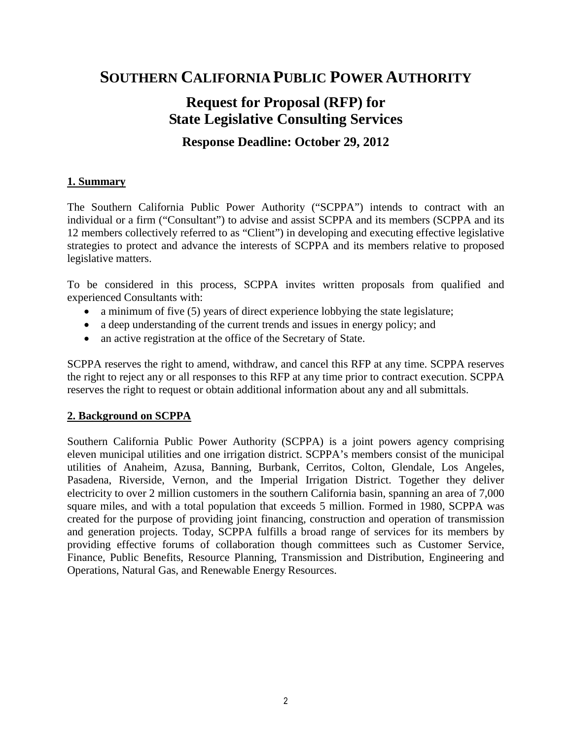# SOUTHERN CALIFORNIA PUBLIC POWER AUTHORITY

## Request for Proposal (RFP) for State Legislative Consulting Services

### Response Deadline: October 29, 2012

**1. Summary**

The Southern California Public Power Authority ("SCPPA") intends to contract with an individual or a firm ("Consultant") to advise and assist SCPPA and its members (SCPPA and its 12 members collectively referred to as "Client") in developing and executing effective legislative strategies to protect and advance the interests of SCPPA and its members relative to proposed legislative matters.

To be considered in this process, SCPPA invites written proposals from qualified and experienced Consultants with:

- a minimum of five (5) years of direct experience lobbying the state legislature;
- a deep understanding of the current trends and issues in energy policy; and
- an active registration at the office of the Secretary of State.

SCPPA reserves the right to amend, withdraw, and cancel this RFP at any time. SCPPA reserves the right to reject any or all responses to this RFP at any time prior to contract execution. SCPPA reserves the right to request or obtain additional information about any and all submittals.

**2. Background on SCPPA**

Southern California Public Power Authority (SCPPA) is a joint powers agency comprising eleven municipal utilities and one irrigation district. SCPPA's members consist of the municipal utilities of Anaheim, Azusa, Banning, Burbank, Cerritos, Colton, Glendale, Los Angeles, Pasadena, Riverside, Vernon, and the Imperial Irrigation District. Together they deliver electricity to over 2 million customers in the southern California basin, spanning an area of 7,000 square miles, and with a total population that exceeds 5 million. Formed in 1980, SCPPA was created for the purpose of providing joint financing, construction and operation of transmission and generation projects. Today, SCPPA fulfills a broad range of services for its members by providing effective forums of collaboration though committees such as Customer Service, Finance, Public Benefits, Resource Planning, Transmission and Distribution, Engineering and Operations, Natural Gas, and Renewable Energy Resources.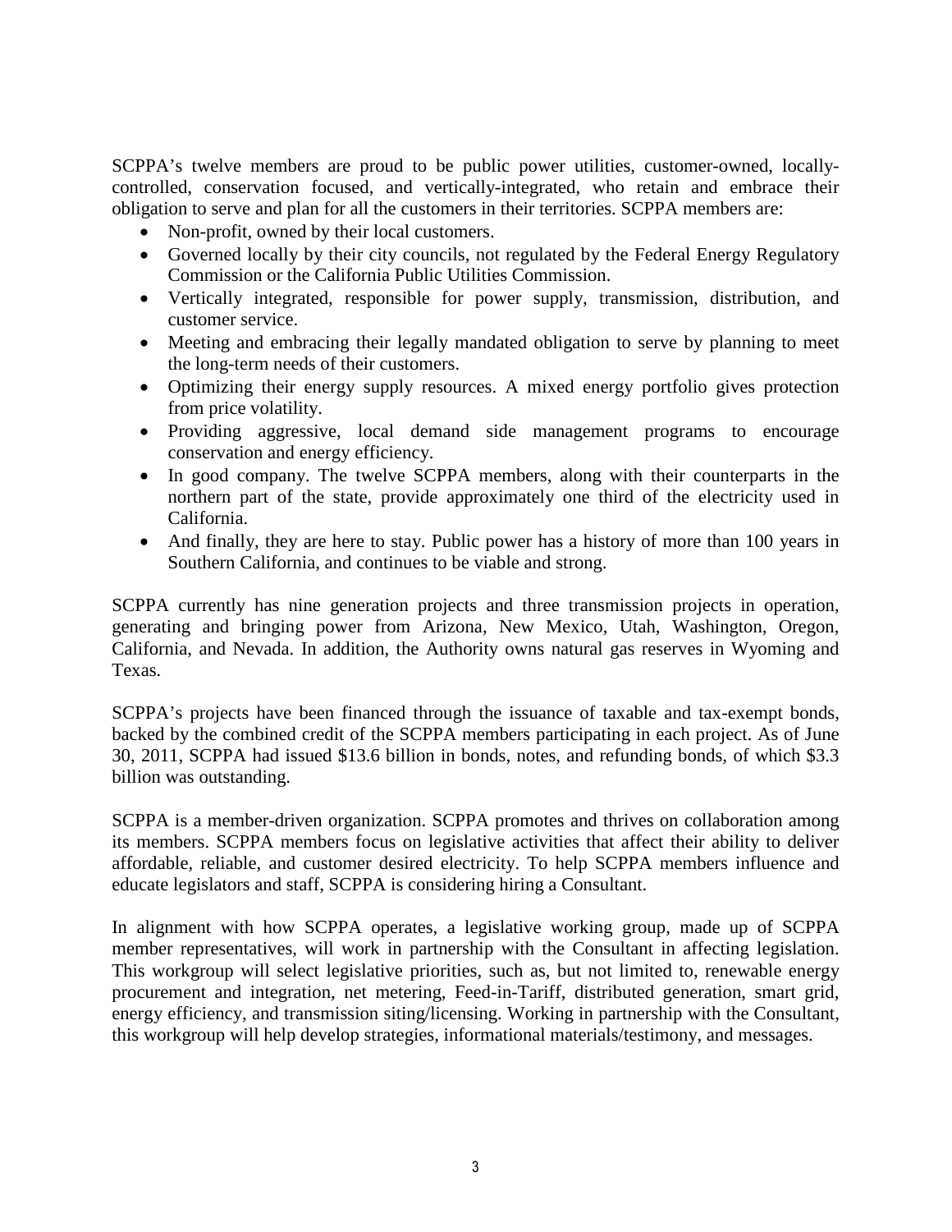SCPPA's twelve members are proud to be public power utilities, customer-owned, locally-controlled, conservation focused, and vertically-integrated, who retain and embrace their obligation to serve and plan for all the customers in their territories. SCPPA members are:

- Non-profit, owned by their local customers.
- Governed locally by their city councils, not regulated by the Federal Energy Regulatory Commission or the California Public Utilities Commission.
- Vertically integrated, responsible for power supply, transmission, distribution, and customer service.
- Meeting and embracing their legally mandated obligation to serve by planning to meet the long-term needs of their customers.
- Optimizing their energy supply resources. A mixed energy portfolio gives protection from price volatility.
- Providing aggressive, local demand side management programs to encourage conservation and energy efficiency.
- In good company. The twelve SCPPA members, along with their counterparts in the northern part of the state, provide approximately one third of the electricity used in California.
- And finally, they are here to stay. Public power has a history of more than 100 years in Southern California, and continues to be viable and strong.

SCPPA currently has nine generation projects and three transmission projects in operation, generating and bringing power from Arizona, New Mexico, Utah, Washington, Oregon, California, and Nevada. In addition, the Authority owns natural gas reserves in Wyoming and Texas.

SCPPA's projects have been financed through the issuance of taxable and tax-exempt bonds, backed by the combined credit of the SCPPA members participating in each project. As of June 30, 2011, SCPPA had issued $13.6 billion in bonds, notes, and refunding bonds, of which $3.3 billion was outstanding.

SCPPA is a member-driven organization. SCPPA promotes and thrives on collaboration among its members. SCPPA members focus on legislative activities that affect their ability to deliver affordable, reliable, and customer desired electricity. To help SCPPA members influence and educate legislators and staff, SCPPA is considering hiring a Consultant.

In alignment with how SCPPA operates, a legislative working group, made up of SCPPA member representatives, will work in partnership with the Consultant in affecting legislation. This workgroup will select legislative priorities, such as, but not limited to, renewable energy procurement and integration, net metering, Feed-in-Tariff, distributed generation, smart grid, energy efficiency, and transmission siting/licensing. Working in partnership with the Consultant, this workgroup will help develop strategies, informational materials/testimony, and messages.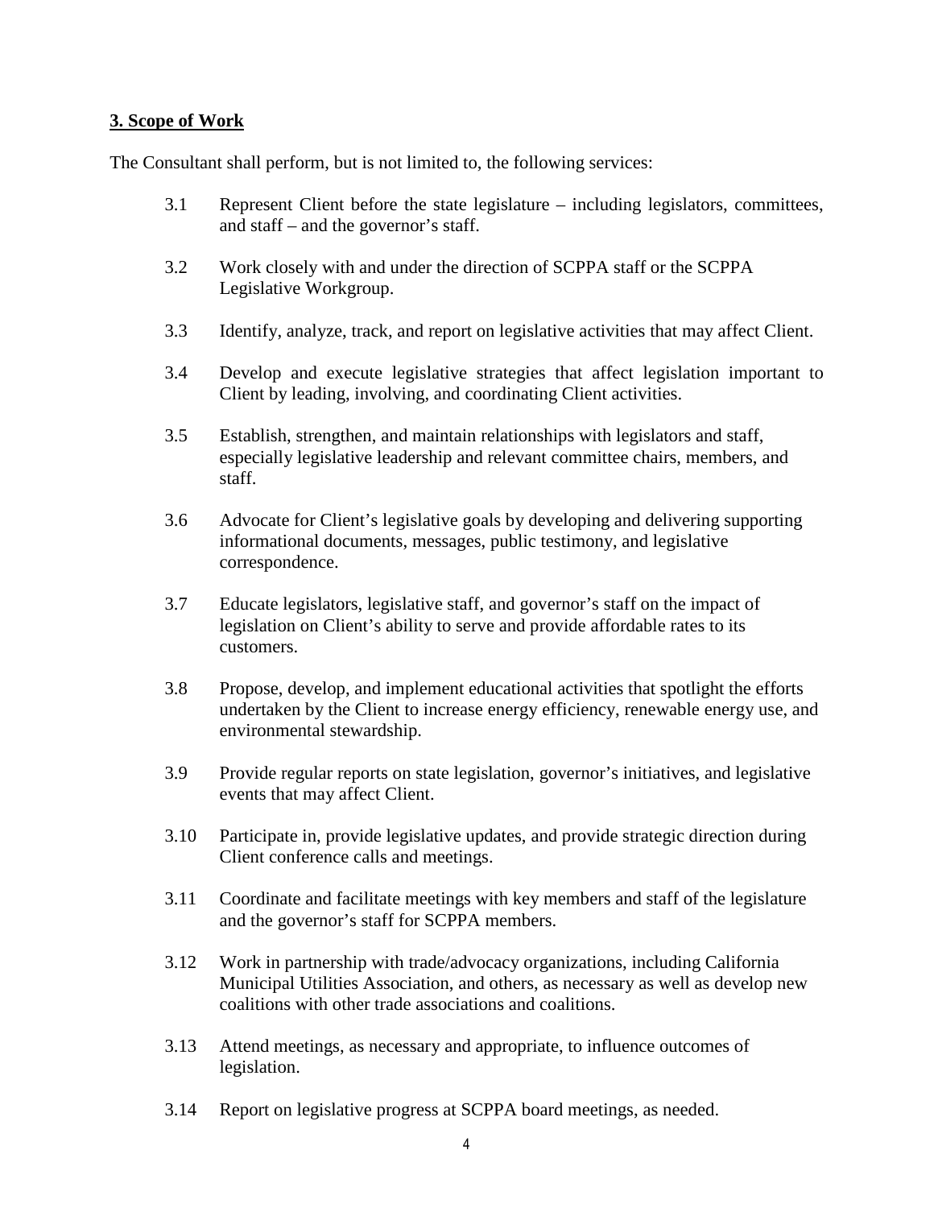## 3. Scope of Work

The Consultant shall perform, but is not limited to, the following services:

3.1 Represent Client before the state legislature – including legislators, committees, and staff – and the governor's staff.

3.2 Work closely with and under the direction of SCPPA staff or the SCPPA Legislative Workgroup.

3.3 Identify, analyze, track, and report on legislative activities that may affect Client.

3.4 Develop and execute legislative strategies that affect legislation important to Client by leading, involving, and coordinating Client activities.

3.5 Establish, strengthen, and maintain relationships with legislators and staff, especially legislative leadership and relevant committee chairs, members, and staff.

3.6 Advocate for Client's legislative goals by developing and delivering supporting informational documents, messages, public testimony, and legislative correspondence.

3.7 Educate legislators, legislative staff, and governor's staff on the impact of legislation on Client's ability to serve and provide affordable rates to its customers.

3.8 Propose, develop, and implement educational activities that spotlight the efforts undertaken by the Client to increase energy efficiency, renewable energy use, and environmental stewardship.

3.9 Provide regular reports on state legislation, governor's initiatives, and legislative events that may affect Client.

3.10 Participate in, provide legislative updates, and provide strategic direction during Client conference calls and meetings.

3.11 Coordinate and facilitate meetings with key members and staff of the legislature and the governor's staff for SCPPA members.

3.12 Work in partnership with trade/advocacy organizations, including California Municipal Utilities Association, and others, as necessary as well as develop new coalitions with other trade associations and coalitions.

3.13 Attend meetings, as necessary and appropriate, to influence outcomes of legislation.

3.14 Report on legislative progress at SCPPA board meetings, as needed.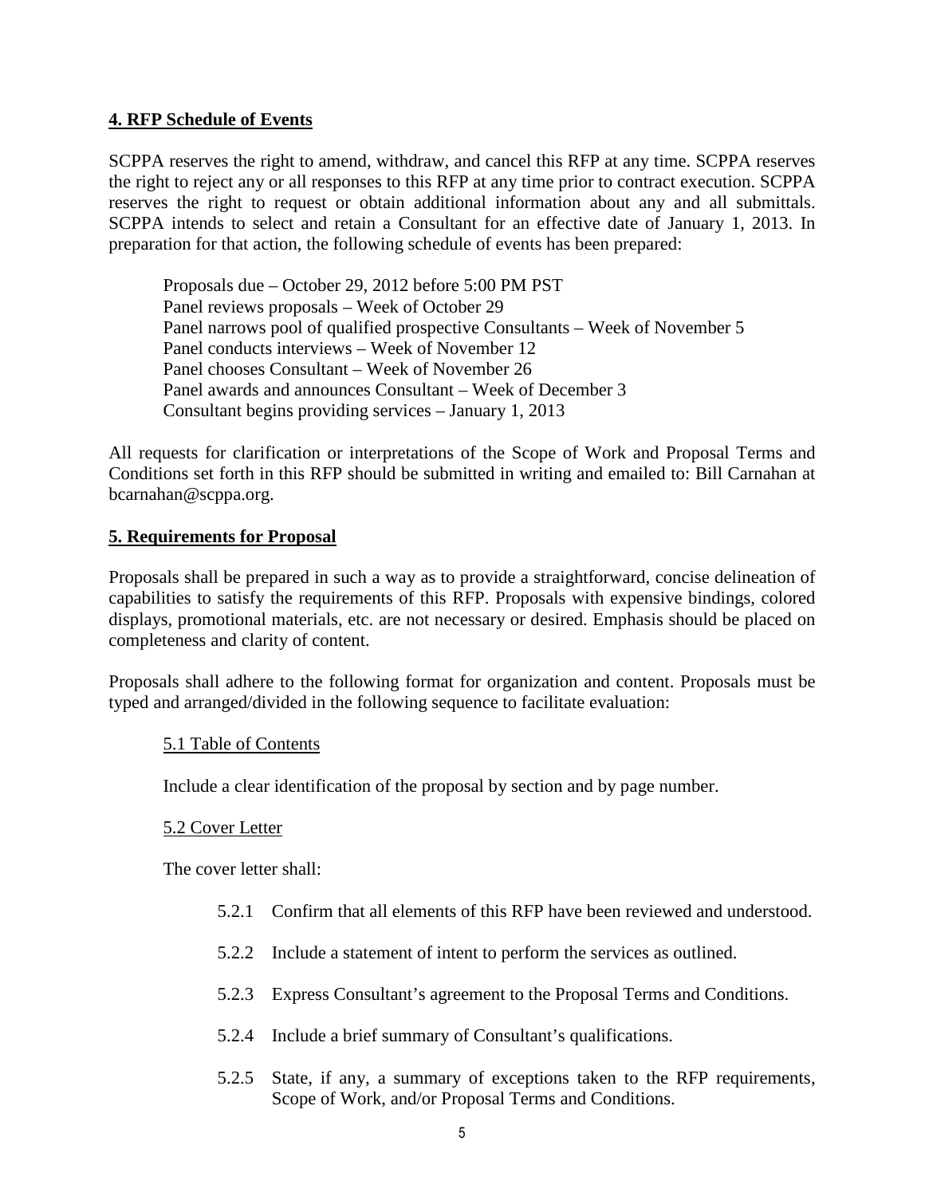## 4. RFP Schedule of Events

SCPPA reserves the right to amend, withdraw, and cancel this RFP at any time. SCPPA reserves the right to reject any or all responses to this RFP at any time prior to contract execution. SCPPA reserves the right to request or obtain additional information about any and all submittals. SCPPA intends to select and retain a Consultant for an effective date of January 1, 2013. In preparation for that action, the following schedule of events has been prepared:

Proposals due – October 29, 2012 before 5:00 PM PST
Panel reviews proposals – Week of October 29
Panel narrows pool of qualified prospective Consultants – Week of November 5
Panel conducts interviews – Week of November 12
Panel chooses Consultant – Week of November 26
Panel awards and announces Consultant – Week of December 3
Consultant begins providing services – January 1, 2013

All requests for clarification or interpretations of the Scope of Work and Proposal Terms and Conditions set forth in this RFP should be submitted in writing and emailed to: Bill Carnahan at bcarnahan@scppa.org.

## 5. Requirements for Proposal

Proposals shall be prepared in such a way as to provide a straightforward, concise delineation of capabilities to satisfy the requirements of this RFP. Proposals with expensive bindings, colored displays, promotional materials, etc. are not necessary or desired. Emphasis should be placed on completeness and clarity of content.

Proposals shall adhere to the following format for organization and content. Proposals must be typed and arranged/divided in the following sequence to facilitate evaluation:

### 5.1 Table of Contents

Include a clear identification of the proposal by section and by page number.

### 5.2 Cover Letter

The cover letter shall:

5.2.1 Confirm that all elements of this RFP have been reviewed and understood.

5.2.2 Include a statement of intent to perform the services as outlined.

5.2.3 Express Consultant's agreement to the Proposal Terms and Conditions.

5.2.4 Include a brief summary of Consultant's qualifications.

5.2.5 State, if any, a summary of exceptions taken to the RFP requirements, Scope of Work, and/or Proposal Terms and Conditions.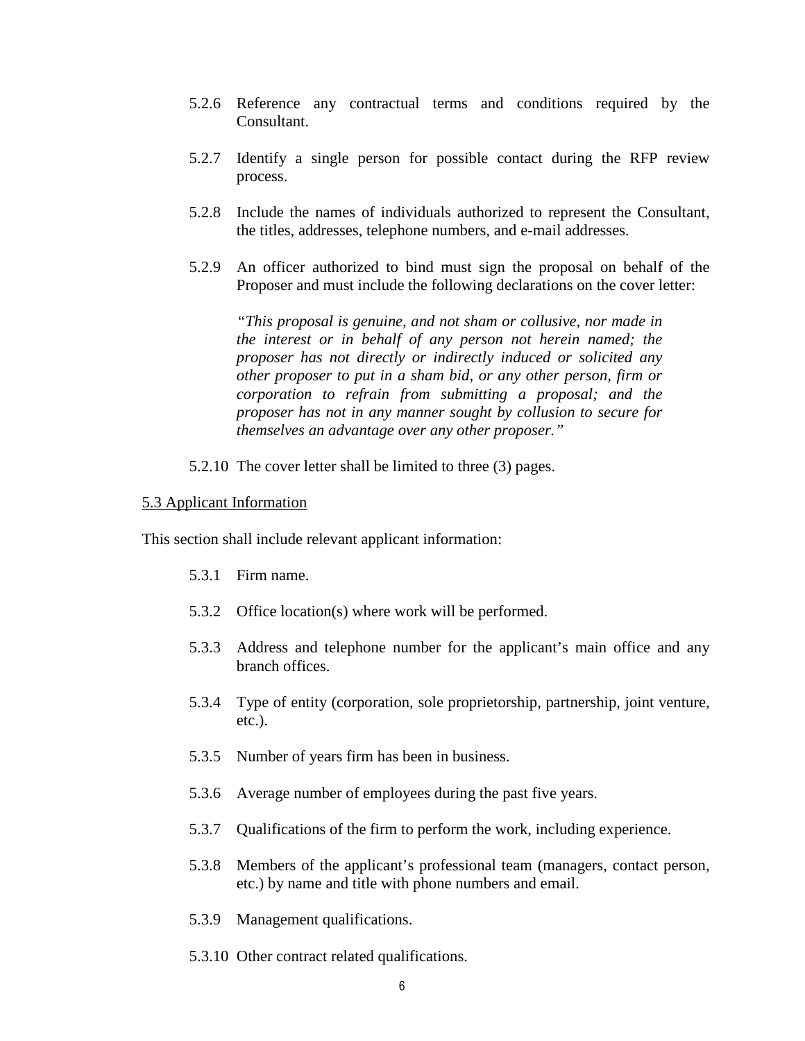5.2.6 Reference any contractual terms and conditions required by the Consultant.

5.2.7 Identify a single person for possible contact during the RFP review process.

5.2.8 Include the names of individuals authorized to represent the Consultant, the titles, addresses, telephone numbers, and e-mail addresses.

5.2.9 An officer authorized to bind must sign the proposal on behalf of the Proposer and must include the following declarations on the cover letter:

*"This proposal is genuine, and not sham or collusive, nor made in the interest or in behalf of any person not herein named; the proposer has not directly or indirectly induced or solicited any other proposer to put in a sham bid, or any other person, firm or corporation to refrain from submitting a proposal; and the proposer has not in any manner sought by collusion to secure for themselves an advantage over any other proposer."*

5.2.10 The cover letter shall be limited to three (3) pages.

<u>5.3 Applicant Information</u>

This section shall include relevant applicant information:

5.3.1 Firm name.

5.3.2 Office location(s) where work will be performed.

5.3.3 Address and telephone number for the applicant's main office and any branch offices.

5.3.4 Type of entity (corporation, sole proprietorship, partnership, joint venture, etc.).

5.3.5 Number of years firm has been in business.

5.3.6 Average number of employees during the past five years.

5.3.7 Qualifications of the firm to perform the work, including experience.

5.3.8 Members of the applicant's professional team (managers, contact person, etc.) by name and title with phone numbers and email.

5.3.9 Management qualifications.

5.3.10 Other contract related qualifications.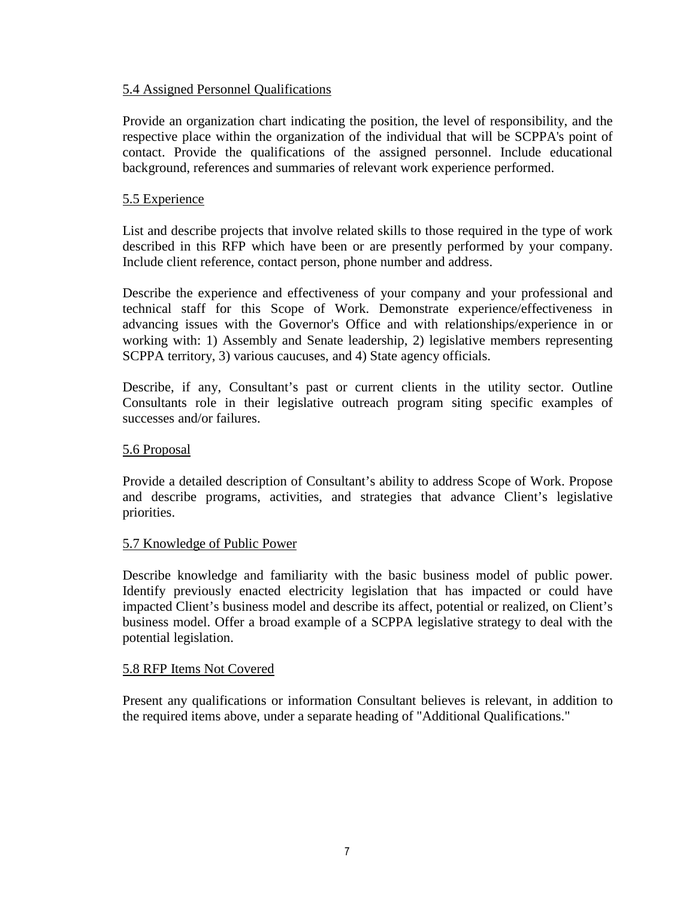### 5.4 Assigned Personnel Qualifications

Provide an organization chart indicating the position, the level of responsibility, and the respective place within the organization of the individual that will be SCPPA's point of contact. Provide the qualifications of the assigned personnel. Include educational background, references and summaries of relevant work experience performed.

### 5.5 Experience

List and describe projects that involve related skills to those required in the type of work described in this RFP which have been or are presently performed by your company. Include client reference, contact person, phone number and address.

Describe the experience and effectiveness of your company and your professional and technical staff for this Scope of Work. Demonstrate experience/effectiveness in advancing issues with the Governor's Office and with relationships/experience in or working with: 1) Assembly and Senate leadership, 2) legislative members representing SCPPA territory, 3) various caucuses, and 4) State agency officials.

Describe, if any, Consultant's past or current clients in the utility sector. Outline Consultants role in their legislative outreach program siting specific examples of successes and/or failures.

### 5.6 Proposal

Provide a detailed description of Consultant's ability to address Scope of Work. Propose and describe programs, activities, and strategies that advance Client's legislative priorities.

### 5.7 Knowledge of Public Power

Describe knowledge and familiarity with the basic business model of public power. Identify previously enacted electricity legislation that has impacted or could have impacted Client's business model and describe its affect, potential or realized, on Client's business model. Offer a broad example of a SCPPA legislative strategy to deal with the potential legislation.

### 5.8 RFP Items Not Covered

Present any qualifications or information Consultant believes is relevant, in addition to the required items above, under a separate heading of "Additional Qualifications."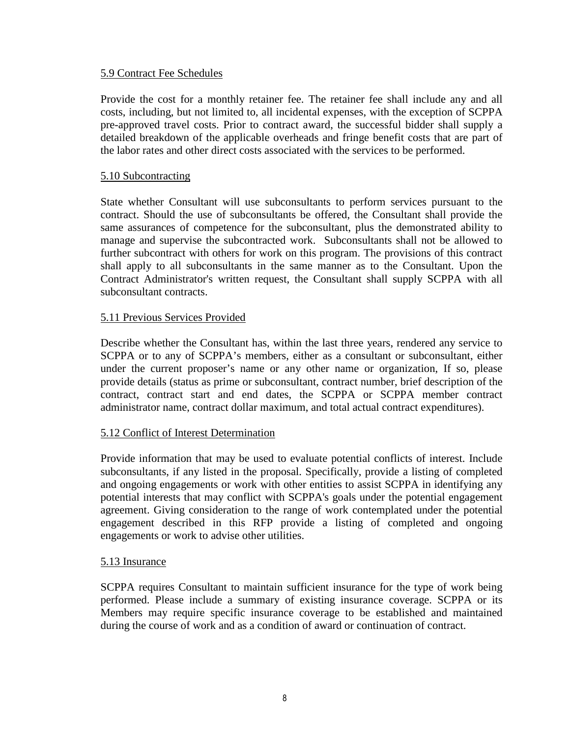### 5.9 Contract Fee Schedules

Provide the cost for a monthly retainer fee. The retainer fee shall include any and all costs, including, but not limited to, all incidental expenses, with the exception of SCPPA pre-approved travel costs. Prior to contract award, the successful bidder shall supply a detailed breakdown of the applicable overheads and fringe benefit costs that are part of the labor rates and other direct costs associated with the services to be performed.

### 5.10 Subcontracting

State whether Consultant will use subconsultants to perform services pursuant to the contract. Should the use of subconsultants be offered, the Consultant shall provide the same assurances of competence for the subconsultant, plus the demonstrated ability to manage and supervise the subcontracted work. Subconsultants shall not be allowed to further subcontract with others for work on this program. The provisions of this contract shall apply to all subconsultants in the same manner as to the Consultant. Upon the Contract Administrator's written request, the Consultant shall supply SCPPA with all subconsultant contracts.

### 5.11 Previous Services Provided

Describe whether the Consultant has, within the last three years, rendered any service to SCPPA or to any of SCPPA's members, either as a consultant or subconsultant, either under the current proposer's name or any other name or organization, If so, please provide details (status as prime or subconsultant, contract number, brief description of the contract, contract start and end dates, the SCPPA or SCPPA member contract administrator name, contract dollar maximum, and total actual contract expenditures).

### 5.12 Conflict of Interest Determination

Provide information that may be used to evaluate potential conflicts of interest. Include subconsultants, if any listed in the proposal. Specifically, provide a listing of completed and ongoing engagements or work with other entities to assist SCPPA in identifying any potential interests that may conflict with SCPPA's goals under the potential engagement agreement. Giving consideration to the range of work contemplated under the potential engagement described in this RFP provide a listing of completed and ongoing engagements or work to advise other utilities.

### 5.13 Insurance

SCPPA requires Consultant to maintain sufficient insurance for the type of work being performed. Please include a summary of existing insurance coverage. SCPPA or its Members may require specific insurance coverage to be established and maintained during the course of work and as a condition of award or continuation of contract.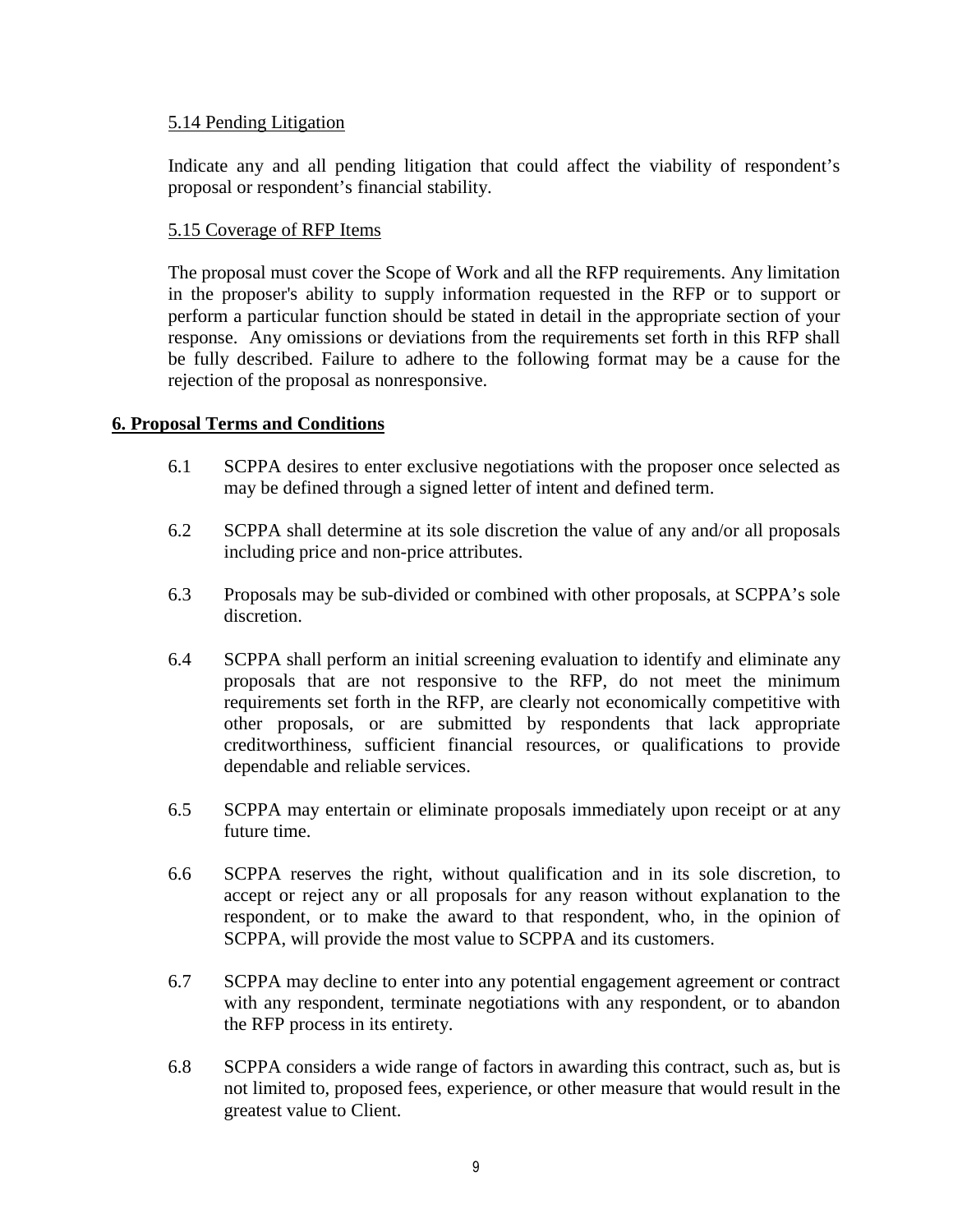5.14 Pending Litigation

Indicate any and all pending litigation that could affect the viability of respondent's proposal or respondent's financial stability.

5.15 Coverage of RFP Items

The proposal must cover the Scope of Work and all the RFP requirements. Any limitation in the proposer's ability to supply information requested in the RFP or to support or perform a particular function should be stated in detail in the appropriate section of your response. Any omissions or deviations from the requirements set forth in this RFP shall be fully described. Failure to adhere to the following format may be a cause for the rejection of the proposal as nonresponsive.

## 6. Proposal Terms and Conditions

6.1 SCPPA desires to enter exclusive negotiations with the proposer once selected as may be defined through a signed letter of intent and defined term.

6.2 SCPPA shall determine at its sole discretion the value of any and/or all proposals including price and non-price attributes.

6.3 Proposals may be sub-divided or combined with other proposals, at SCPPA's sole discretion.

6.4 SCPPA shall perform an initial screening evaluation to identify and eliminate any proposals that are not responsive to the RFP, do not meet the minimum requirements set forth in the RFP, are clearly not economically competitive with other proposals, or are submitted by respondents that lack appropriate creditworthiness, sufficient financial resources, or qualifications to provide dependable and reliable services.

6.5 SCPPA may entertain or eliminate proposals immediately upon receipt or at any future time.

6.6 SCPPA reserves the right, without qualification and in its sole discretion, to accept or reject any or all proposals for any reason without explanation to the respondent, or to make the award to that respondent, who, in the opinion of SCPPA, will provide the most value to SCPPA and its customers.

6.7 SCPPA may decline to enter into any potential engagement agreement or contract with any respondent, terminate negotiations with any respondent, or to abandon the RFP process in its entirety.

6.8 SCPPA considers a wide range of factors in awarding this contract, such as, but is not limited to, proposed fees, experience, or other measure that would result in the greatest value to Client.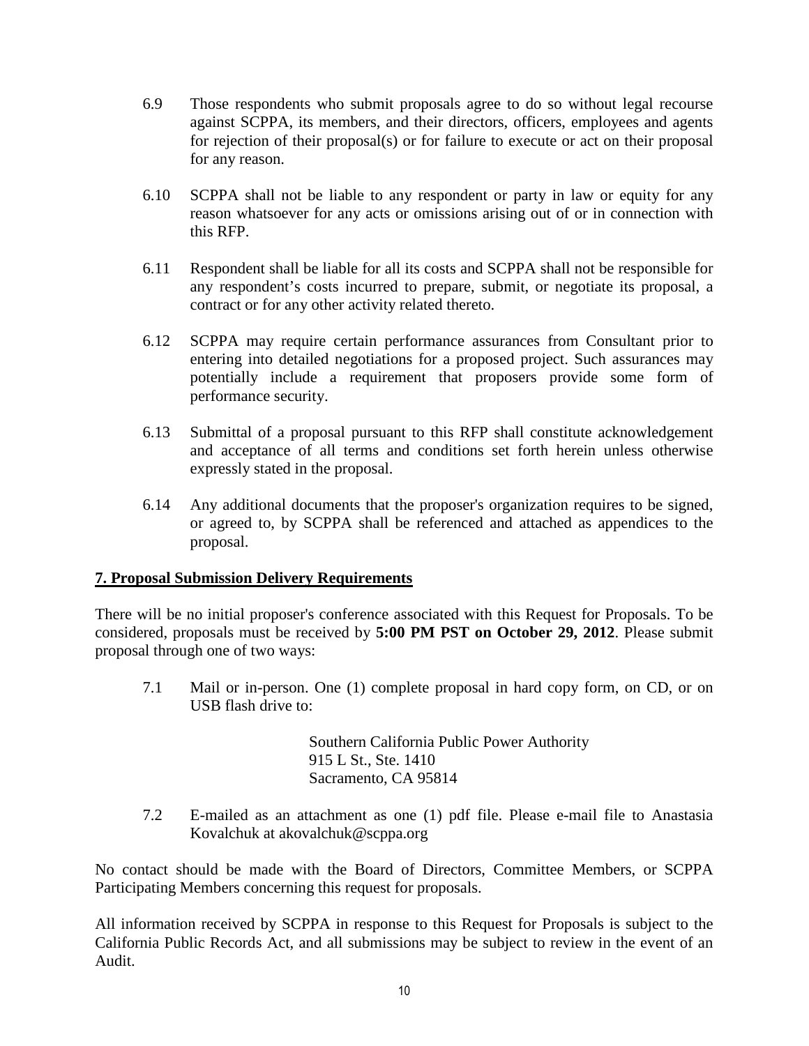6.9 Those respondents who submit proposals agree to do so without legal recourse against SCPPA, its members, and their directors, officers, employees and agents for rejection of their proposal(s) or for failure to execute or act on their proposal for any reason.

6.10 SCPPA shall not be liable to any respondent or party in law or equity for any reason whatsoever for any acts or omissions arising out of or in connection with this RFP.

6.11 Respondent shall be liable for all its costs and SCPPA shall not be responsible for any respondent's costs incurred to prepare, submit, or negotiate its proposal, a contract or for any other activity related thereto.

6.12 SCPPA may require certain performance assurances from Consultant prior to entering into detailed negotiations for a proposed project. Such assurances may potentially include a requirement that proposers provide some form of performance security.

6.13 Submittal of a proposal pursuant to this RFP shall constitute acknowledgement and acceptance of all terms and conditions set forth herein unless otherwise expressly stated in the proposal.

6.14 Any additional documents that the proposer's organization requires to be signed, or agreed to, by SCPPA shall be referenced and attached as appendices to the proposal.

## 7. Proposal Submission Delivery Requirements

There will be no initial proposer's conference associated with this Request for Proposals. To be considered, proposals must be received by **5:00 PM PST on October 29, 2012**. Please submit proposal through one of two ways:

7.1 Mail or in-person. One (1) complete proposal in hard copy form, on CD, or on USB flash drive to:

Southern California Public Power Authority
915 L St., Ste. 1410
Sacramento, CA 95814

7.2 E-mailed as an attachment as one (1) pdf file. Please e-mail file to Anastasia Kovalchuk at akovalchuk@scppa.org

No contact should be made with the Board of Directors, Committee Members, or SCPPA Participating Members concerning this request for proposals.

All information received by SCPPA in response to this Request for Proposals is subject to the California Public Records Act, and all submissions may be subject to review in the event of an Audit.